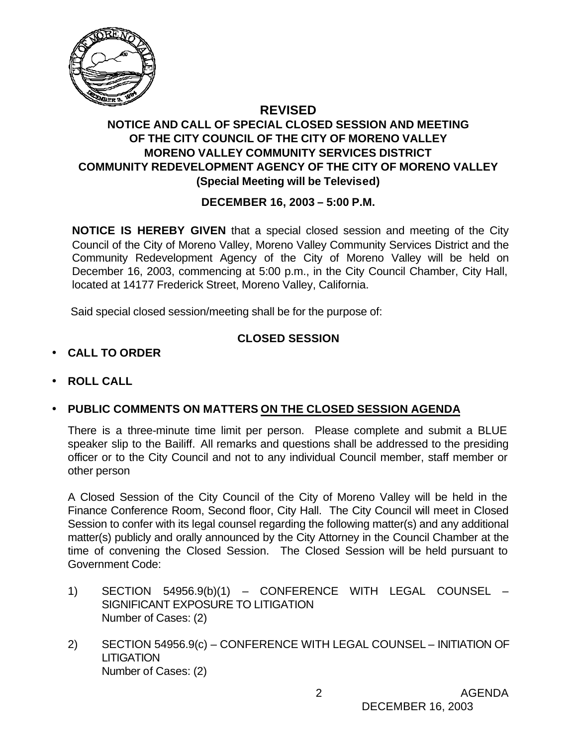# REVISED

## NOTICE AND CALL OF SPECIAL CLOSED SESSION AND MEETING OF THE CITY COUNCIL OF THE CITY OF MORENO VALLEY MORENO VALLEY COMMUNITY SERVICES DISTRICT COMMUNITY REDEVELOPMENT AGENCY OF THE CITY OF MORENO VALLEY (Special Meeting will be Televised)

### DECEMBER 16, 2003 – 5:00 P.M.

**NOTICE IS HEREBY GIVEN** that a special closed session and meeting of the City Council of the City of Moreno Valley, Moreno Valley Community Services District and the Community Redevelopment Agency of the City of Moreno Valley will be held on December 16, 2003, commencing at 5:00 p.m., in the City Council Chamber, City Hall, located at 14177 Frederick Street, Moreno Valley, California.

Said special closed session/meeting shall be for the purpose of:

### CLOSED SESSION

- **CALL TO ORDER**
- **ROLL CALL**
- **PUBLIC COMMENTS ON MATTERS ON THE CLOSED SESSION AGENDA**

There is a three-minute time limit per person. Please complete and submit a BLUE speaker slip to the Bailiff. All remarks and questions shall be addressed to the presiding officer or to the City Council and not to any individual Council member, staff member or other person

A Closed Session of the City Council of the City of Moreno Valley will be held in the Finance Conference Room, Second floor, City Hall. The City Council will meet in Closed Session to confer with its legal counsel regarding the following matter(s) and any additional matter(s) publicly and orally announced by the City Attorney in the Council Chamber at the time of convening the Closed Session. The Closed Session will be held pursuant to Government Code:

1) SECTION 54956.9(b)(1) – CONFERENCE WITH LEGAL COUNSEL – SIGNIFICANT EXPOSURE TO LITIGATION
   Number of Cases: (2)

2) SECTION 54956.9(c) – CONFERENCE WITH LEGAL COUNSEL – INITIATION OF LITIGATION
   Number of Cases: (2)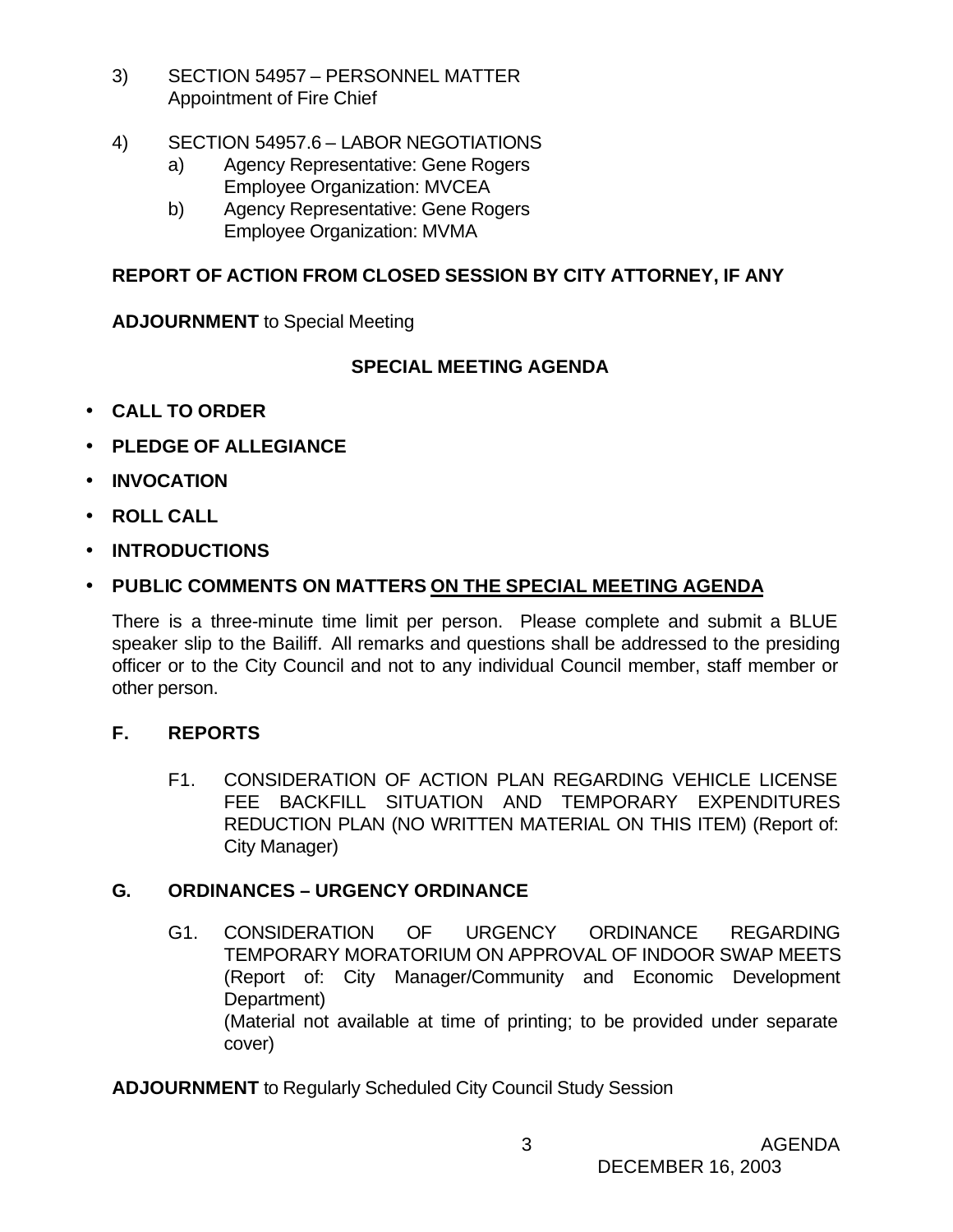3) SECTION 54957 – PERSONNEL MATTER
   Appointment of Fire Chief

4) SECTION 54957.6 – LABOR NEGOTIATIONS
   a) Agency Representative: Gene Rogers
      Employee Organization: MVCEA
   b) Agency Representative: Gene Rogers
      Employee Organization: MVMA

**REPORT OF ACTION FROM CLOSED SESSION BY CITY ATTORNEY, IF ANY**

**ADJOURNMENT** to Special Meeting

## SPECIAL MEETING AGENDA

- **CALL TO ORDER**
- **PLEDGE OF ALLEGIANCE**
- **INVOCATION**
- **ROLL CALL**
- **INTRODUCTIONS**
- **PUBLIC COMMENTS ON MATTERS <u>ON THE SPECIAL MEETING AGENDA</u>**

There is a three-minute time limit per person. Please complete and submit a BLUE speaker slip to the Bailiff. All remarks and questions shall be addressed to the presiding officer or to the City Council and not to any individual Council member, staff member or other person.

### F. REPORTS

F1. CONSIDERATION OF ACTION PLAN REGARDING VEHICLE LICENSE FEE BACKFILL SITUATION AND TEMPORARY EXPENDITURES REDUCTION PLAN (NO WRITTEN MATERIAL ON THIS ITEM) (Report of: City Manager)

### G. ORDINANCES – URGENCY ORDINANCE

G1. CONSIDERATION OF URGENCY ORDINANCE REGARDING TEMPORARY MORATORIUM ON APPROVAL OF INDOOR SWAP MEETS (Report of: City Manager/Community and Economic Development Department)
(Material not available at time of printing; to be provided under separate cover)

**ADJOURNMENT** to Regularly Scheduled City Council Study Session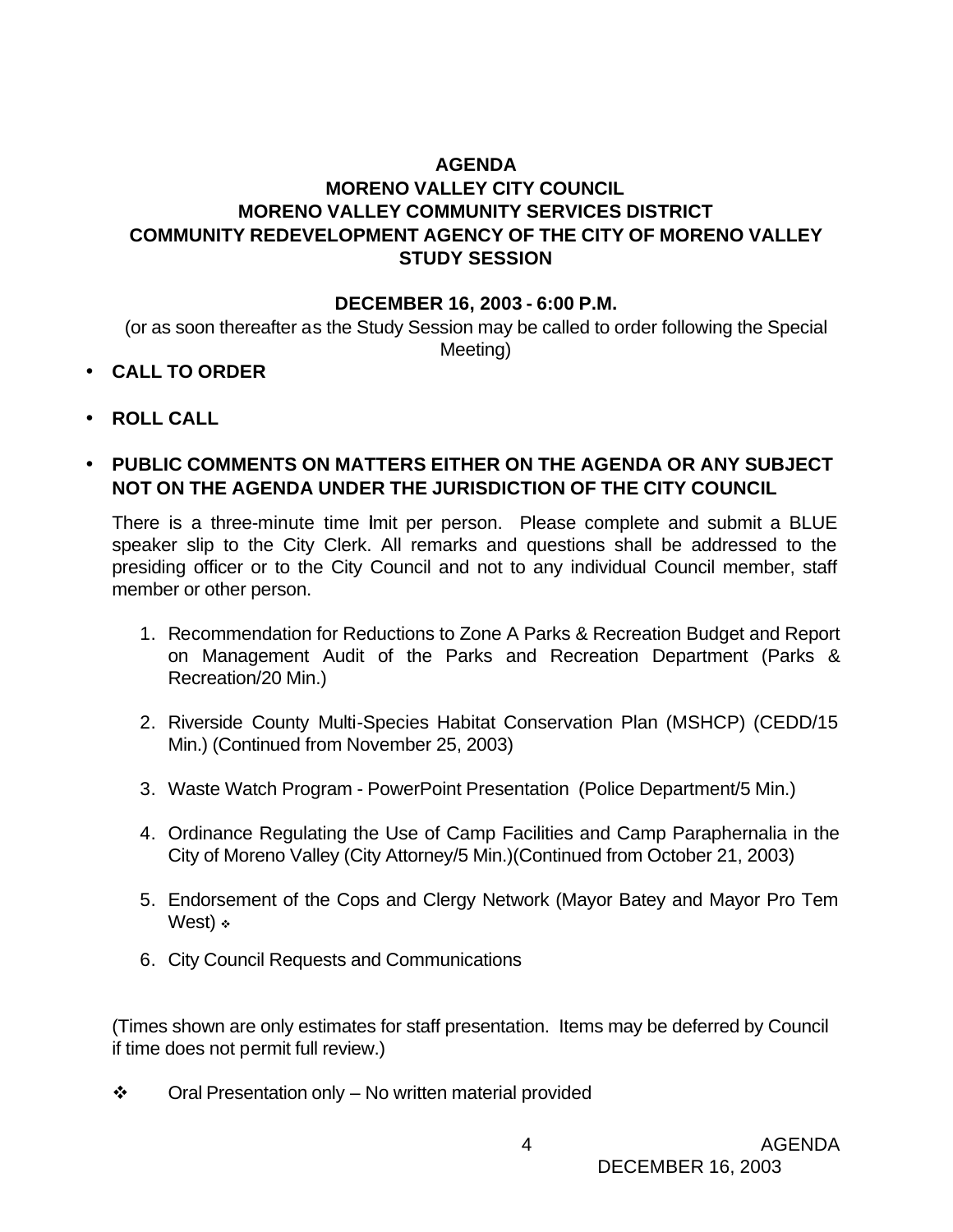# AGENDA
## MORENO VALLEY CITY COUNCIL
## MORENO VALLEY COMMUNITY SERVICES DISTRICT
## COMMUNITY REDEVELOPMENT AGENCY OF THE CITY OF MORENO VALLEY
## STUDY SESSION

**DECEMBER 16, 2003 - 6:00 P.M.**

(or as soon thereafter as the Study Session may be called to order following the Special Meeting)

- **CALL TO ORDER**
- **ROLL CALL**
- **PUBLIC COMMENTS ON MATTERS EITHER ON THE AGENDA OR ANY SUBJECT NOT ON THE AGENDA UNDER THE JURISDICTION OF THE CITY COUNCIL**

There is a three-minute time limit per person. Please complete and submit a BLUE speaker slip to the City Clerk. All remarks and questions shall be addressed to the presiding officer or to the City Council and not to any individual Council member, staff member or other person.

1. Recommendation for Reductions to Zone A Parks & Recreation Budget and Report on Management Audit of the Parks and Recreation Department (Parks & Recreation/20 Min.)
2. Riverside County Multi-Species Habitat Conservation Plan (MSHCP) (CEDD/15 Min.) (Continued from November 25, 2003)
3. Waste Watch Program - PowerPoint Presentation (Police Department/5 Min.)
4. Ordinance Regulating the Use of Camp Facilities and Camp Paraphernalia in the City of Moreno Valley (City Attorney/5 Min.)(Continued from October 21, 2003)
5. Endorsement of the Cops and Clergy Network (Mayor Batey and Mayor Pro Tem West) ❖
6. City Council Requests and Communications

(Times shown are only estimates for staff presentation. Items may be deferred by Council if time does not permit full review.)

❖ Oral Presentation only – No written material provided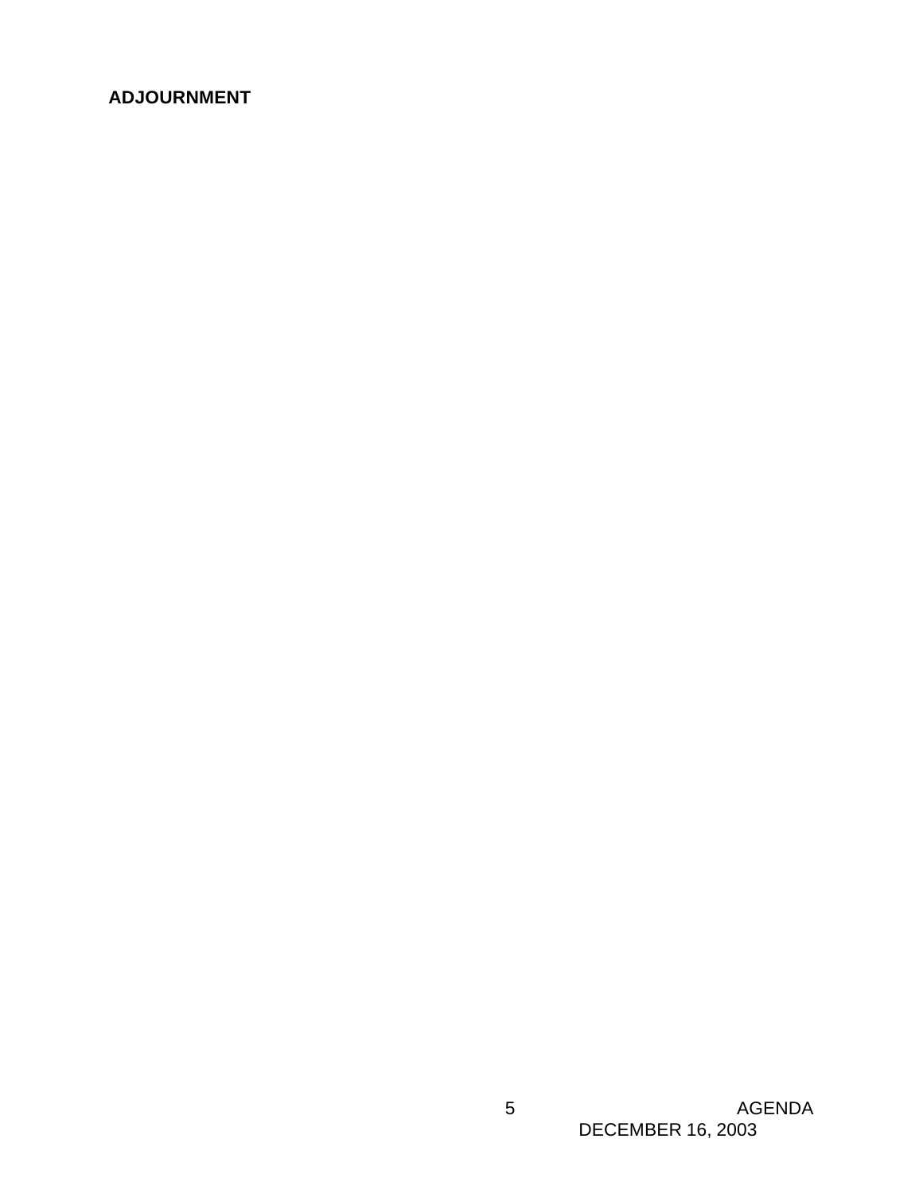**ADJOURNMENT**